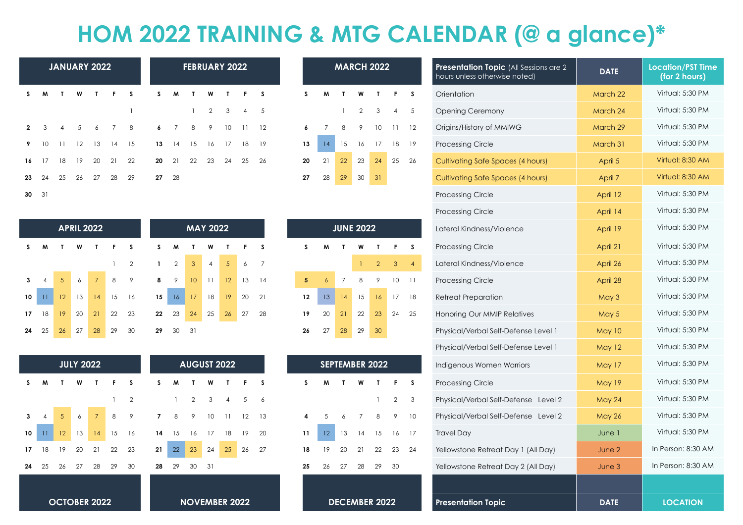# HOM 2022 TRAINING & MTG CALENDAR (@ a glance)*

## JANUARY 2022

| S | M | T | W | T | F | S |
|---|---|---|---|---|---|---|
| | | | | | | 1 |
| 2 | 3 | 4 | 5 | 6 | 7 | 8 |
| 9 | 10 | 11 | 12 | 13 | 14 | 15 |
| 16 | 17 | 18 | 19 | 20 | 21 | 22 |
| 23 | 24 | 25 | 26 | 27 | 28 | 29 |
| 30 | 31 | | | | | |

## FEBRUARY 2022

| S | M | T | W | T | F | S |
|---|---|---|---|---|---|---|
| | | 1 | 2 | 3 | 4 | 5 |
| 6 | 7 | 8 | 9 | 10 | 11 | 12 |
| 13 | 14 | 15 | 16 | 17 | 18 | 19 |
| 20 | 21 | 22 | 23 | 24 | 25 | 26 |
| 27 | 28 | | | | | |

## MARCH 2022

| S | M | T | W | T | F | S |
|---|---|---|---|---|---|---|
| | | 1 | 2 | 3 | 4 | 5 |
| 6 | 7 | 8 | 9 | 10 | 11 | 12 |
| 13 | 14 | 15 | 16 | 17 | 18 | 19 |
| 20 | 21 | 22 | 23 | 24 | 25 | 26 |
| 27 | 28 | 29 | 30 | 31 | | |

## APRIL 2022

| S | M | T | W | T | F | S |
|---|---|---|---|---|---|---|
| | | | | | 1 | 2 |
| 3 | 4 | 5 | 6 | 7 | 8 | 9 |
| 10 | 11 | 12 | 13 | 14 | 15 | 16 |
| 17 | 18 | 19 | 20 | 21 | 22 | 23 |
| 24 | 25 | 26 | 27 | 28 | 29 | 30 |

## MAY 2022

| S | M | T | W | T | F | S |
|---|---|---|---|---|---|---|
| 1 | 2 | 3 | 4 | 5 | 6 | 7 |
| 8 | 9 | 10 | 11 | 12 | 13 | 14 |
| 15 | 16 | 17 | 18 | 19 | 20 | 21 |
| 22 | 23 | 24 | 25 | 26 | 27 | 28 |
| 29 | 30 | 31 | | | | |

## JUNE 2022

| S | M | T | W | T | F | S |
|---|---|---|---|---|---|---|
| | | | 1 | 2 | 3 | 4 |
| 5 | 6 | 7 | 8 | 9 | 10 | 11 |
| 12 | 13 | 14 | 15 | 16 | 17 | 18 |
| 19 | 20 | 21 | 22 | 23 | 24 | 25 |
| 26 | 27 | 28 | 29 | 30 | | |

## JULY 2022

| S | M | T | W | T | F | S |
|---|---|---|---|---|---|---|
| | | | | | 1 | 2 |
| 3 | 4 | 5 | 6 | 7 | 8 | 9 |
| 10 | 11 | 12 | 13 | 14 | 15 | 16 |
| 17 | 18 | 19 | 20 | 21 | 22 | 23 |
| 24 | 25 | 26 | 27 | 28 | 29 | 30 |

## AUGUST 2022

| S | M | T | W | T | F | S |
|---|---|---|---|---|---|---|
| | 1 | 2 | 3 | 4 | 5 | 6 |
| 7 | 8 | 9 | 10 | 11 | 12 | 13 |
| 14 | 15 | 16 | 17 | 18 | 19 | 20 |
| 21 | 22 | 23 | 24 | 25 | 26 | 27 |
| 28 | 29 | 30 | 31 | | | |

## SEPTEMBER 2022

| S | M | T | W | T | F | S |
|---|---|---|---|---|---|---|
| | | | | 1 | 2 | 3 |
| 4 | 5 | 6 | 7 | 8 | 9 | 10 |
| 11 | 12 | 13 | 14 | 15 | 16 | 17 |
| 18 | 19 | 20 | 21 | 22 | 23 | 24 |
| 25 | 26 | 27 | 28 | 29 | 30 | |

## OCTOBER 2022

## NOVEMBER 2022

## DECEMBER 2022

| Presentation Topic (All Sessions are 2 hours unless otherwise noted) | DATE | Location/PST Time (for 2 hours) |
|---|---|---|
| Orientation | March 22 | Virtual: 5:30 PM |
| Opening Ceremony | March 24 | Virtual: 5:30 PM |
| Origins/History of MMIWG | March 29 | Virtual: 5:30 PM |
| Processing Circle | March 31 | Virtual: 5:30 PM |
| Cultivating Safe Spaces (4 hours) | April 5 | Virtual: 8:30 AM |
| Cultivating Safe Spaces (4 hours) | April 7 | Virtual: 8:30 AM |
| Processing Circle | April 12 | Virtual: 5:30 PM |
| Processing Circle | April 14 | Virtual: 5:30 PM |
| Lateral Kindness/Violence | April 19 | Virtual: 5:30 PM |
| Processing Circle | April 21 | Virtual: 5:30 PM |
| Lateral Kindness/Violence | April 26 | Virtual: 5:30 PM |
| Processing Circle | April 28 | Virtual: 5:30 PM |
| Retreat Preparation | May 3 | Virtual: 5:30 PM |
| Honoring Our MMIP Relatives | May 5 | Virtual: 5:30 PM |
| Physical/Verbal Self-Defense Level 1 | May 10 | Virtual: 5:30 PM |
| Physical/Verbal Self-Defense Level 1 | May 12 | Virtual: 5:30 PM |
| Indigenous Women Warriors | May 17 | Virtual: 5:30 PM |
| Processing Circle | May 19 | Virtual: 5:30 PM |
| Physical/Verbal Self-Defense Level 2 | May 24 | Virtual: 5:30 PM |
| Physical/Verbal Self-Defense Level 2 | May 26 | Virtual: 5:30 PM |
| Travel Day | June 1 | Virtual: 5:30 PM |
| Yellowstone Retreat Day 1 (All Day) | June 2 | In Person: 8:30 AM |
| Yellowstone Retreat Day 2 (All Day) | June 3 | In Person: 8:30 AM |
| | | |
| **Presentation Topic** | **DATE** | **LOCATION** |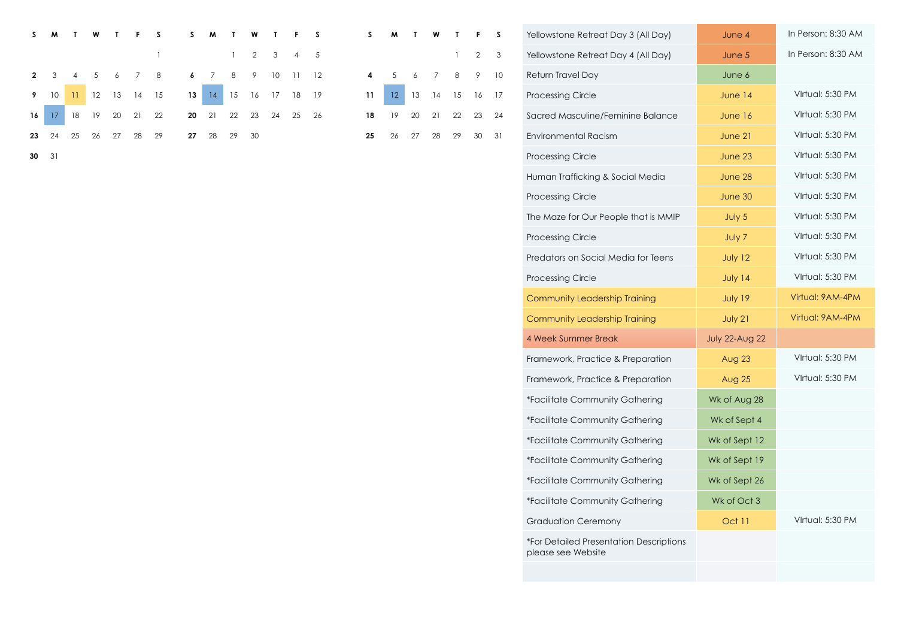| S | M | T | W | T | F | S |
|---|---|---|---|---|---|---|
| | | | | | | 1 |
| 2 | 3 | 4 | 5 | 6 | 7 | 8 |
| 9 | 10 | 11 | 12 | 13 | 14 | 15 |
| 16 | 17 | 18 | 19 | 20 | 21 | 22 |
| 23 | 24 | 25 | 26 | 27 | 28 | 29 |
| 30 | 31 | | | | | |

| S | M | T | W | T | F | S |
|---|---|---|---|---|---|---|
| | | 1 | 2 | 3 | 4 | 5 |
| 6 | 7 | 8 | 9 | 10 | 11 | 12 |
| 13 | 14 | 15 | 16 | 17 | 18 | 19 |
| 20 | 21 | 22 | 23 | 24 | 25 | 26 |
| 27 | 28 | 29 | 30 | | | |

| S | M | T | W | T | F | S |
|---|---|---|---|---|---|---|
| | | | | 1 | 2 | 3 |
| 4 | 5 | 6 | 7 | 8 | 9 | 10 |
| 11 | 12 | 13 | 14 | 15 | 16 | 17 |
| 18 | 19 | 20 | 21 | 22 | 23 | 24 |
| 25 | 26 | 27 | 28 | 29 | 30 | 31 |

| Event | Date | Time |
|---|---|---|
| Yellowstone Retreat Day 3 (All Day) | June 4 | In Person: 8:30 AM |
| Yellowstone Retreat Day 4 (All Day) | June 5 | In Person: 8:30 AM |
| Return Travel Day | June 6 | |
| Processing Circle | June 14 | Virtual: 5:30 PM |
| Sacred Masculine/Feminine Balance | June 16 | Virtual: 5:30 PM |
| Environmental Racism | June 21 | Virtual: 5:30 PM |
| Processing Circle | June 23 | Virtual: 5:30 PM |
| Human Trafficking & Social Media | June 28 | Virtual: 5:30 PM |
| Processing Circle | June 30 | Virtual: 5:30 PM |
| The Maze for Our People that is MMIP | July 5 | Virtual: 5:30 PM |
| Processing Circle | July 7 | Virtual: 5:30 PM |
| Predators on Social Media for Teens | July 12 | Virtual: 5:30 PM |
| Processing Circle | July 14 | Virtual: 5:30 PM |
| Community Leadership Training | July 19 | Virtual: 9AM-4PM |
| Community Leadership Training | July 21 | Virtual: 9AM-4PM |
| 4 Week Summer Break | July 22-Aug 22 | |
| Framework, Practice & Preparation | Aug 23 | Virtual: 5:30 PM |
| Framework, Practice & Preparation | Aug 25 | Virtual: 5:30 PM |
| *Facilitate Community Gathering | Wk of Aug 28 | |
| *Facilitate Community Gathering | Wk of Sept 4 | |
| *Facilitate Community Gathering | Wk of Sept 12 | |
| *Facilitate Community Gathering | Wk of Sept 19 | |
| *Facilitate Community Gathering | Wk of Sept 26 | |
| *Facilitate Community Gathering | Wk of Oct 3 | |
| Graduation Ceremony | Oct 11 | Virtual: 5:30 PM |
| *For Detailed Presentation Descriptions please see Website | | |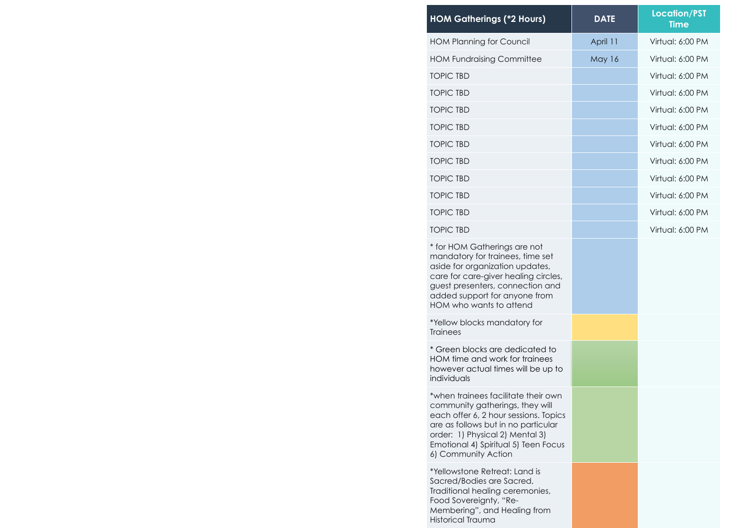| HOM Gatherings (*2 Hours) | DATE | Location/PST Time |
|---|---|---|
| HOM Planning for Council | April 11 | Virtual: 6:00 PM |
| HOM Fundraising Committee | May 16 | Virtual: 6:00 PM |
| TOPIC TBD | | Virtual: 6:00 PM |
| TOPIC TBD | | Virtual: 6:00 PM |
| TOPIC TBD | | Virtual: 6:00 PM |
| TOPIC TBD | | Virtual: 6:00 PM |
| TOPIC TBD | | Virtual: 6:00 PM |
| TOPIC TBD | | Virtual: 6:00 PM |
| TOPIC TBD | | Virtual: 6:00 PM |
| TOPIC TBD | | Virtual: 6:00 PM |
| TOPIC TBD | | Virtual: 6:00 PM |
| TOPIC TBD | | Virtual: 6:00 PM |
| * for HOM Gatherings are not mandatory for trainees, time set aside for organization updates, care for care-giver healing circles, guest presenters, connection and added support for anyone from HOM who wants to attend | | |
| *Yellow blocks mandatory for Trainees | | |
| * Green blocks are dedicated to HOM time and work for trainees however actual times will be up to individuals | | |
| *when trainees facilitate their own community gatherings, they will each offer 6, 2 hour sessions. Topics are as follows but in no particular order: 1) Physical 2) Mental 3) Emotional 4) Spiritual 5) Teen Focus 6) Community Action | | |
| *Yellowstone Retreat: Land is Sacred/Bodies are Sacred, Traditional healing ceremonies, Food Sovereignty, "Re-Membering", and Healing from Historical Trauma | | |